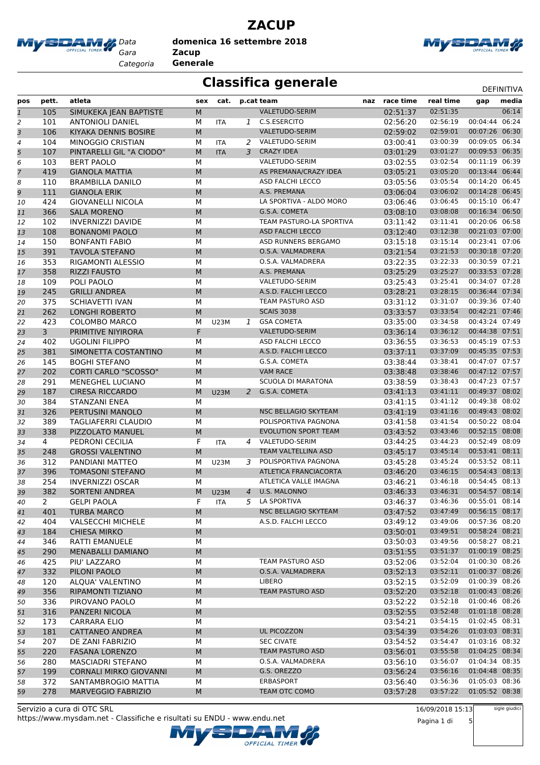# ZACUP

*Data* **domenica 16 settembre 2018**
*Gara* **Zacup**
*Categoria* **Generale**

## Classifica generale

DEFINITIVA

| pos | pett. | atleta | sex | cat. | p.cat | team | naz | race time | real time | gap | media |
|---|---|---|---|---|---|---|---|---|---|---|---|
| 1 | 105 | SIMUKEKA JEAN BAPTISTE | M | | | VALETUDO-SERIM | | 02:51:37 | 02:51:35 | | 06:14 |
| 2 | 101 | ANTONIOLI DANIEL | M | ITA | 1 | C.S.ESERCITO | | 02:56:20 | 02:56:19 | 00:04:44 | 06:24 |
| 3 | 106 | KIYAKA DENNIS BOSIRE | M | | | VALETUDO-SERIM | | 02:59:02 | 02:59:01 | 00:07:26 | 06:30 |
| 4 | 104 | MINOGGIO CRISTIAN | M | ITA | 2 | VALETUDO-SERIM | | 03:00:41 | 03:00:39 | 00:09:05 | 06:34 |
| 5 | 107 | PINTARELLI GIL "A CIODO" | M | ITA | 3 | CRAZY IDEA | | 03:01:29 | 03:01:27 | 00:09:53 | 06:35 |
| 6 | 103 | BERT PAOLO | M | | | VALETUDO-SERIM | | 03:02:55 | 03:02:54 | 00:11:19 | 06:39 |
| 7 | 419 | GIANOLA MATTIA | M | | | AS PREMANA/CRAZY IDEA | | 03:05:21 | 03:05:20 | 00:13:44 | 06:44 |
| 8 | 110 | BRAMBILLA DANILO | M | | | ASD FALCHI LECCO | | 03:05:56 | 03:05:54 | 00:14:20 | 06:45 |
| 9 | 111 | GIANOLA ERIK | M | | | A.S. PREMANA | | 03:06:04 | 03:06:02 | 00:14:28 | 06:45 |
| 10 | 424 | GIOVANELLI NICOLA | M | | | LA SPORTIVA - ALDO MORO | | 03:06:46 | 03:06:45 | 00:15:10 | 06:47 |
| 11 | 366 | SALA MORENO | M | | | G.S.A. COMETA | | 03:08:10 | 03:08:08 | 00:16:34 | 06:50 |
| 12 | 102 | INVERNIZZI DAVIDE | M | | | TEAM PASTURO-LA SPORTIVA | | 03:11:42 | 03:11:41 | 00:20:06 | 06:58 |
| 13 | 108 | BONANOMI PAOLO | M | | | ASD FALCHI LECCO | | 03:12:40 | 03:12:38 | 00:21:03 | 07:00 |
| 14 | 150 | BONFANTI FABIO | M | | | ASD RUNNERS BERGAMO | | 03:15:18 | 03:15:14 | 00:23:41 | 07:06 |
| 15 | 391 | TAVOLA STEFANO | M | | | O.S.A. VALMADRERA | | 03:21:54 | 03:21:53 | 00:30:18 | 07:20 |
| 16 | 353 | RIGAMONTI ALESSIO | M | | | O.S.A. VALMADRERA | | 03:22:35 | 03:22:33 | 00:30:59 | 07:21 |
| 17 | 358 | RIZZI FAUSTO | M | | | A.S. PREMANA | | 03:25:29 | 03:25:27 | 00:33:53 | 07:28 |
| 18 | 109 | POLI PAOLO | M | | | VALETUDO-SERIM | | 03:25:43 | 03:25:41 | 00:34:07 | 07:28 |
| 19 | 245 | GRILLI ANDREA | M | | | A.S.D. FALCHI LECCO | | 03:28:21 | 03:28:15 | 00:36:44 | 07:34 |
| 20 | 375 | SCHIAVETTI IVAN | M | | | TEAM PASTURO ASD | | 03:31:12 | 03:31:07 | 00:39:36 | 07:40 |
| 21 | 262 | LONGHI ROBERTO | M | | | SCAIS 3038 | | 03:33:57 | 03:33:54 | 00:42:21 | 07:46 |
| 22 | 423 | COLOMBO MARCO | M | U23M | 1 | GSA COMETA | | 03:35:00 | 03:34:58 | 00:43:24 | 07:49 |
| 23 | 3 | PRIMITIVE NIYIRORA | F | | | VALETUDO-SERIM | | 03:36:14 | 03:36:12 | 00:44:38 | 07:51 |
| 24 | 402 | UGOLINI FILIPPO | M | | | ASD FALCHI LECCO | | 03:36:55 | 03:36:53 | 00:45:19 | 07:53 |
| 25 | 381 | SIMONETTA COSTANTINO | M | | | A.S.D. FALCHI LECCO | | 03:37:11 | 03:37:09 | 00:45:35 | 07:53 |
| 26 | 145 | BOGHI STEFANO | M | | | G.S.A. COMETA | | 03:38:44 | 03:38:41 | 00:47:07 | 07:57 |
| 27 | 202 | CORTI CARLO "SCOSSO" | M | | | VAM RACE | | 03:38:48 | 03:38:46 | 00:47:12 | 07:57 |
| 28 | 291 | MENEGHEL LUCIANO | M | | | SCUOLA DI MARATONA | | 03:38:59 | 03:38:43 | 00:47:23 | 07:57 |
| 29 | 187 | CIRESA RICCARDO | M | U23M | 2 | G.S.A. COMETA | | 03:41:13 | 03:41:11 | 00:49:37 | 08:02 |
| 30 | 384 | STANZANI ENEA | M | | | | | 03:41:15 | 03:41:12 | 00:49:38 | 08:02 |
| 31 | 326 | PERTUSINI MANOLO | M | | | NSC BELLAGIO SKYTEAM | | 03:41:19 | 03:41:16 | 00:49:43 | 08:02 |
| 32 | 389 | TAGLIAFERRI CLAUDIO | M | | | POLISPORTIVA PAGNONA | | 03:41:58 | 03:41:54 | 00:50:22 | 08:04 |
| 33 | 338 | PIZZOLATO MANUEL | M | | | EVOLUTION SPORT TEAM | | 03:43:52 | 03:43:46 | 00:52:15 | 08:08 |
| 34 | 4 | PEDRONI CECILIA | F | ITA | 4 | VALETUDO-SERIM | | 03:44:25 | 03:44:23 | 00:52:49 | 08:09 |
| 35 | 248 | GROSSI VALENTINO | M | | | TEAM VALTELLINA ASD | | 03:45:17 | 03:45:14 | 00:53:41 | 08:11 |
| 36 | 312 | PANDIANI MATTEO | M | U23M | 3 | POLISPORTIVA PAGNONA | | 03:45:28 | 03:45:24 | 00:53:52 | 08:11 |
| 37 | 396 | TOMASONI STEFANO | M | | | ATLETICA FRANCIACORTA | | 03:46:20 | 03:46:15 | 00:54:43 | 08:13 |
| 38 | 254 | INVERNIZZI OSCAR | M | | | ATLETICA VALLE IMAGNA | | 03:46:21 | 03:46:18 | 00:54:45 | 08:13 |
| 39 | 382 | SORTENI ANDREA | M | U23M | 4 | U.S. MALONNO | | 03:46:33 | 03:46:31 | 00:54:57 | 08:14 |
| 40 | 2 | GELPI PAOLA | F | ITA | 5 | LA SPORTIVA | | 03:46:37 | 03:46:36 | 00:55:01 | 08:14 |
| 41 | 401 | TURBA MARCO | M | | | NSC BELLAGIO SKYTEAM | | 03:47:52 | 03:47:49 | 00:56:15 | 08:17 |
| 42 | 404 | VALSECCHI MICHELE | M | | | A.S.D. FALCHI LECCO | | 03:49:12 | 03:49:06 | 00:57:36 | 08:20 |
| 43 | 184 | CHIESA MIRKO | M | | | | | 03:50:01 | 03:49:51 | 00:58:24 | 08:21 |
| 44 | 346 | RATTI EMANUELE | M | | | | | 03:50:03 | 03:49:56 | 00:58:27 | 08:21 |
| 45 | 290 | MENABALLI DAMIANO | M | | | | | 03:51:55 | 03:51:37 | 01:00:19 | 08:25 |
| 46 | 425 | PIU' LAZZARO | M | | | TEAM PASTURO ASD | | 03:52:06 | 03:52:04 | 01:00:30 | 08:26 |
| 47 | 332 | PILONI PAOLO | M | | | O.S.A. VALMADRERA | | 03:52:13 | 03:52:11 | 01:00:37 | 08:26 |
| 48 | 120 | ALQUA' VALENTINO | M | | | LIBERO | | 03:52:15 | 03:52:09 | 01:00:39 | 08:26 |
| 49 | 356 | RIPAMONTI TIZIANO | M | | | TEAM PASTURO ASD | | 03:52:20 | 03:52:18 | 01:00:43 | 08:26 |
| 50 | 336 | PIROVANO PAOLO | M | | | | | 03:52:22 | 03:52:18 | 01:00:46 | 08:26 |
| 51 | 316 | PANZERI NICOLA | M | | | | | 03:52:55 | 03:52:48 | 01:01:18 | 08:28 |
| 52 | 173 | CARRARA ELIO | M | | | | | 03:54:21 | 03:54:15 | 01:02:45 | 08:31 |
| 53 | 181 | CATTANEO ANDREA | M | | | UL PICOZZON | | 03:54:39 | 03:54:26 | 01:03:03 | 08:31 |
| 54 | 207 | DE ZANI FABRIZIO | M | | | SEC CIVATE | | 03:54:52 | 03:54:47 | 01:03:16 | 08:32 |
| 55 | 220 | FASANA LORENZO | M | | | TEAM PASTURO ASD | | 03:56:01 | 03:55:58 | 01:04:25 | 08:34 |
| 56 | 280 | MASCIADRI STEFANO | M | | | O.S.A. VALMADRERA | | 03:56:10 | 03:56:07 | 01:04:34 | 08:35 |
| 57 | 199 | CORNALI MIRKO GIOVANNI | M | | | G.S. OREZZO | | 03:56:24 | 03:56:16 | 01:04:48 | 08:35 |
| 58 | 372 | SANTAMBROGIO MATTIA | M | | | ERBASPORT | | 03:56:40 | 03:56:36 | 01:05:03 | 08:36 |
| 59 | 278 | MARVEGGIO FABRIZIO | M | | | TEAM OTC COMO | | 03:57:28 | 03:57:22 | 01:05:52 | 08:38 |

Servizio a cura di OTC SRL
https://www.mysdam.net - Classifiche e risultati su ENDU - www.endu.net

16/09/2018 15:13

sigle giudici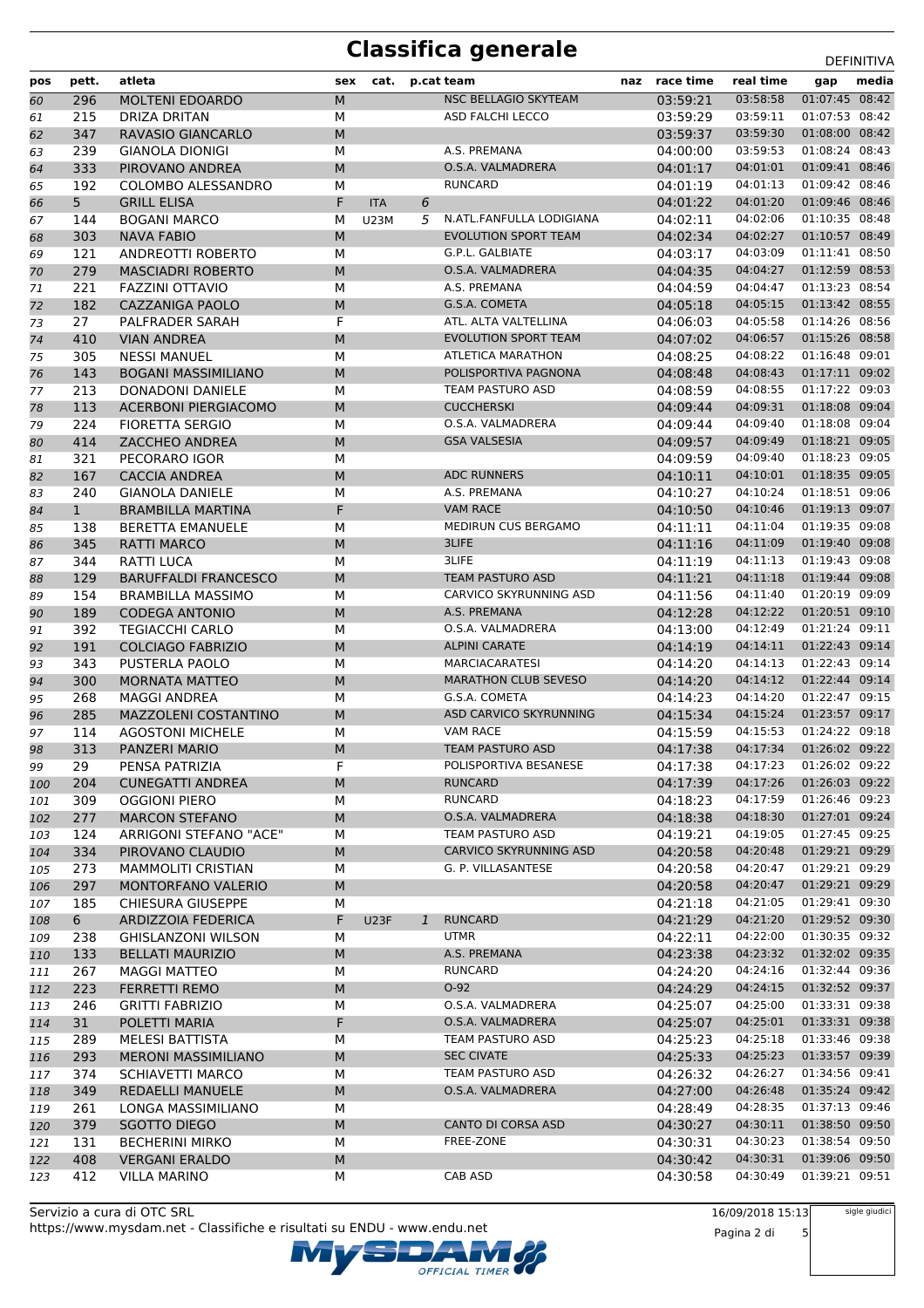# Classifica generale

DEFINITIVA

| pos | pett. | atleta | sex | cat. | p.cat | team | naz | race time | real time | gap | media |
|---|---|---|---|---|---|---|---|---|---|---|---|
| 60 | 296 | MOLTENI EDOARDO | M | | | NSC BELLAGIO SKYTEAM | | 03:59:21 | 03:58:58 | 01:07:45 | 08:42 |
| 61 | 215 | DRIZA DRITAN | M | | | ASD FALCHI LECCO | | 03:59:29 | 03:59:11 | 01:07:53 | 08:42 |
| 62 | 347 | RAVASIO GIANCARLO | M | | | | | 03:59:37 | 03:59:30 | 01:08:00 | 08:42 |
| 63 | 239 | GIANOLA DIONIGI | M | | | A.S. PREMANA | | 04:00:00 | 03:59:53 | 01:08:24 | 08:43 |
| 64 | 333 | PIROVANO ANDREA | M | | | O.S.A. VALMADRERA | | 04:01:17 | 04:01:01 | 01:09:41 | 08:46 |
| 65 | 192 | COLOMBO ALESSANDRO | M | | | RUNCARD | | 04:01:19 | 04:01:13 | 01:09:42 | 08:46 |
| 66 | 5 | GRILL ELISA | F | ITA | 6 | | | 04:01:22 | 04:01:20 | 01:09:46 | 08:46 |
| 67 | 144 | BOGANI MARCO | M | U23M | 5 | N.ATL.FANFULLA LODIGIANA | | 04:02:11 | 04:02:06 | 01:10:35 | 08:48 |
| 68 | 303 | NAVA FABIO | M | | | EVOLUTION SPORT TEAM | | 04:02:34 | 04:02:27 | 01:10:57 | 08:49 |
| 69 | 121 | ANDREOTTI ROBERTO | M | | | G.P.L. GALBIATE | | 04:03:17 | 04:03:09 | 01:11:41 | 08:50 |
| 70 | 279 | MASCIADRI ROBERTO | M | | | O.S.A. VALMADRERA | | 04:04:35 | 04:04:27 | 01:12:59 | 08:53 |
| 71 | 221 | FAZZINI OTTAVIO | M | | | A.S. PREMANA | | 04:04:59 | 04:04:47 | 01:13:23 | 08:54 |
| 72 | 182 | CAZZANIGA PAOLO | M | | | G.S.A. COMETA | | 04:05:18 | 04:05:15 | 01:13:42 | 08:55 |
| 73 | 27 | PALFRADER SARAH | F | | | ATL. ALTA VALTELLINA | | 04:06:03 | 04:05:58 | 01:14:26 | 08:56 |
| 74 | 410 | VIAN ANDREA | M | | | EVOLUTION SPORT TEAM | | 04:07:02 | 04:06:57 | 01:15:26 | 08:58 |
| 75 | 305 | NESSI MANUEL | M | | | ATLETICA MARATHON | | 04:08:25 | 04:08:22 | 01:16:48 | 09:01 |
| 76 | 143 | BOGANI MASSIMILIANO | M | | | POLISPORTIVA PAGNONA | | 04:08:48 | 04:08:43 | 01:17:11 | 09:02 |
| 77 | 213 | DONADONI DANIELE | M | | | TEAM PASTURO ASD | | 04:08:59 | 04:08:55 | 01:17:22 | 09:03 |
| 78 | 113 | ACERBONI PIERGIACOMO | M | | | CUCCHERSKI | | 04:09:44 | 04:09:31 | 01:18:08 | 09:04 |
| 79 | 224 | FIORETTA SERGIO | M | | | O.S.A. VALMADRERA | | 04:09:44 | 04:09:40 | 01:18:08 | 09:04 |
| 80 | 414 | ZACCHEO ANDREA | M | | | GSA VALSESIA | | 04:09:57 | 04:09:49 | 01:18:21 | 09:05 |
| 81 | 321 | PECORARO IGOR | M | | | | | 04:09:59 | 04:09:40 | 01:18:23 | 09:05 |
| 82 | 167 | CACCIA ANDREA | M | | | ADC RUNNERS | | 04:10:11 | 04:10:01 | 01:18:35 | 09:05 |
| 83 | 240 | GIANOLA DANIELE | M | | | A.S. PREMANA | | 04:10:27 | 04:10:24 | 01:18:51 | 09:06 |
| 84 | 1 | BRAMBILLA MARTINA | F | | | VAM RACE | | 04:10:50 | 04:10:46 | 01:19:13 | 09:07 |
| 85 | 138 | BERETTA EMANUELE | M | | | MEDIRUN CUS BERGAMO | | 04:11:11 | 04:11:04 | 01:19:35 | 09:08 |
| 86 | 345 | RATTI MARCO | M | | | 3LIFE | | 04:11:16 | 04:11:09 | 01:19:40 | 09:08 |
| 87 | 344 | RATTI LUCA | M | | | 3LIFE | | 04:11:19 | 04:11:13 | 01:19:43 | 09:08 |
| 88 | 129 | BARUFFALDI FRANCESCO | M | | | TEAM PASTURO ASD | | 04:11:21 | 04:11:18 | 01:19:44 | 09:08 |
| 89 | 154 | BRAMBILLA MASSIMO | M | | | CARVICO SKYRUNNING ASD | | 04:11:56 | 04:11:40 | 01:20:19 | 09:09 |
| 90 | 189 | CODEGA ANTONIO | M | | | A.S. PREMANA | | 04:12:28 | 04:12:22 | 01:20:51 | 09:10 |
| 91 | 392 | TEGIACCHI CARLO | M | | | O.S.A. VALMADRERA | | 04:13:00 | 04:12:49 | 01:21:24 | 09:11 |
| 92 | 191 | COLCIAGO FABRIZIO | M | | | ALPINI CARATE | | 04:14:19 | 04:14:11 | 01:22:43 | 09:14 |
| 93 | 343 | PUSTERLA PAOLO | M | | | MARCIACARATESI | | 04:14:20 | 04:14:13 | 01:22:43 | 09:14 |
| 94 | 300 | MORNATA MATTEO | M | | | MARATHON CLUB SEVESO | | 04:14:20 | 04:14:12 | 01:22:44 | 09:14 |
| 95 | 268 | MAGGI ANDREA | M | | | G.S.A. COMETA | | 04:14:23 | 04:14:20 | 01:22:47 | 09:15 |
| 96 | 285 | MAZZOLENI COSTANTINO | M | | | ASD CARVICO SKYRUNNING | | 04:15:34 | 04:15:24 | 01:23:57 | 09:17 |
| 97 | 114 | AGOSTONI MICHELE | M | | | VAM RACE | | 04:15:59 | 04:15:53 | 01:24:22 | 09:18 |
| 98 | 313 | PANZERI MARIO | M | | | TEAM PASTURO ASD | | 04:17:38 | 04:17:34 | 01:26:02 | 09:22 |
| 99 | 29 | PENSA PATRIZIA | F | | | POLISPORTIVA BESANESE | | 04:17:38 | 04:17:23 | 01:26:02 | 09:22 |
| 100 | 204 | CUNEGATTI ANDREA | M | | | RUNCARD | | 04:17:39 | 04:17:26 | 01:26:03 | 09:22 |
| 101 | 309 | OGGIONI PIERO | M | | | RUNCARD | | 04:18:23 | 04:17:59 | 01:26:46 | 09:23 |
| 102 | 277 | MARCON STEFANO | M | | | O.S.A. VALMADRERA | | 04:18:38 | 04:18:30 | 01:27:01 | 09:24 |
| 103 | 124 | ARRIGONI STEFANO "ACE" | M | | | TEAM PASTURO ASD | | 04:19:21 | 04:19:05 | 01:27:45 | 09:25 |
| 104 | 334 | PIROVANO CLAUDIO | M | | | CARVICO SKYRUNNING ASD | | 04:20:58 | 04:20:48 | 01:29:21 | 09:29 |
| 105 | 273 | MAMMOLITI CRISTIAN | M | | | G. P. VILLASANTESE | | 04:20:58 | 04:20:47 | 01:29:21 | 09:29 |
| 106 | 297 | MONTORFANO VALERIO | M | | | | | 04:20:58 | 04:20:47 | 01:29:21 | 09:29 |
| 107 | 185 | CHIESURA GIUSEPPE | M | | | | | 04:21:18 | 04:21:05 | 01:29:41 | 09:30 |
| 108 | 6 | ARDIZZOIA FEDERICA | F | U23F | 1 | RUNCARD | | 04:21:29 | 04:21:20 | 01:29:52 | 09:30 |
| 109 | 238 | GHISLANZONI WILSON | M | | | UTMR | | 04:22:11 | 04:22:00 | 01:30:35 | 09:32 |
| 110 | 133 | BELLATI MAURIZIO | M | | | A.S. PREMANA | | 04:23:38 | 04:23:32 | 01:32:02 | 09:35 |
| 111 | 267 | MAGGI MATTEO | M | | | RUNCARD | | 04:24:20 | 04:24:16 | 01:32:44 | 09:36 |
| 112 | 223 | FERRETTI REMO | M | | | O-92 | | 04:24:29 | 04:24:15 | 01:32:52 | 09:37 |
| 113 | 246 | GRITTI FABRIZIO | M | | | O.S.A. VALMADRERA | | 04:25:07 | 04:25:00 | 01:33:31 | 09:38 |
| 114 | 31 | POLETTI MARIA | F | | | O.S.A. VALMADRERA | | 04:25:07 | 04:25:01 | 01:33:31 | 09:38 |
| 115 | 289 | MELESI BATTISTA | M | | | TEAM PASTURO ASD | | 04:25:23 | 04:25:18 | 01:33:46 | 09:38 |
| 116 | 293 | MERONI MASSIMILIANO | M | | | SEC CIVATE | | 04:25:33 | 04:25:23 | 01:33:57 | 09:39 |
| 117 | 374 | SCHIAVETTI MARCO | M | | | TEAM PASTURO ASD | | 04:26:32 | 04:26:27 | 01:34:56 | 09:41 |
| 118 | 349 | REDAELLI MANUELE | M | | | O.S.A. VALMADRERA | | 04:27:00 | 04:26:48 | 01:35:24 | 09:42 |
| 119 | 261 | LONGA MASSIMILIANO | M | | | | | 04:28:49 | 04:28:35 | 01:37:13 | 09:46 |
| 120 | 379 | SGOTTO DIEGO | M | | | CANTO DI CORSA ASD | | 04:30:27 | 04:30:11 | 01:38:50 | 09:50 |
| 121 | 131 | BECHERINI MIRKO | M | | | FREE-ZONE | | 04:30:31 | 04:30:23 | 01:38:54 | 09:50 |
| 122 | 408 | VERGANI ERALDO | M | | | | | 04:30:42 | 04:30:31 | 01:39:06 | 09:50 |
| 123 | 412 | VILLA MARINO | M | | | CAB ASD | | 04:30:58 | 04:30:49 | 01:39:21 | 09:51 |

Servizio a cura di OTC SRL
https://www.mysdam.net - Classifiche e risultati su ENDU - www.endu.net

16/09/2018 15:13

sigle giudici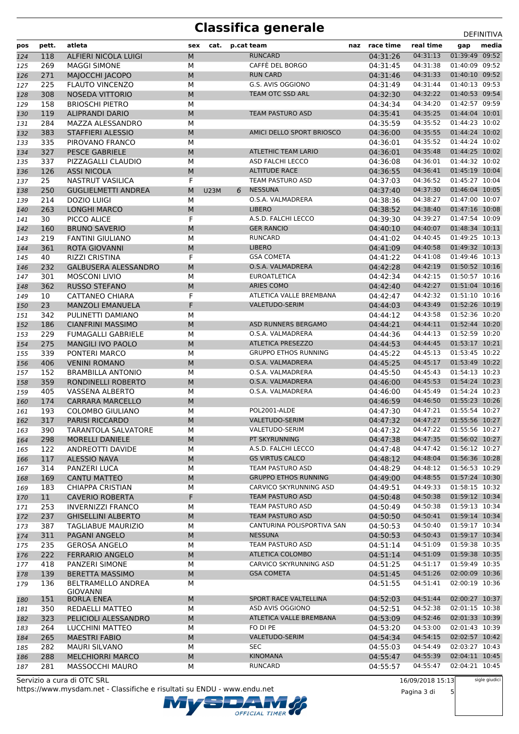# Classifica generale

DEFINITIVA

| pos | pett. | atleta | sex | cat. | p.cat | team | naz | race time | real time | gap | media |
|---|---|---|---|---|---|---|---|---|---|---|---|
| 124 | 118 | ALFIERI NICOLA LUIGI | M | | | RUNCARD | | 04:31:26 | 04:31:13 | 01:39:49 | 09:52 |
| 125 | 269 | MAGGI SIMONE | M | | | CAFFÈ DEL BORGO | | 04:31:45 | 04:31:38 | 01:40:09 | 09:52 |
| 126 | 271 | MAJOCCHI JACOPO | M | | | RUN CARD | | 04:31:46 | 04:31:33 | 01:40:10 | 09:52 |
| 127 | 225 | FLAUTO VINCENZO | M | | | G.S. AVIS OGGIONO | | 04:31:49 | 04:31:44 | 01:40:13 | 09:53 |
| 128 | 308 | NOSEDA VITTORIO | M | | | TEAM OTC SSD ARL | | 04:32:30 | 04:32:22 | 01:40:53 | 09:54 |
| 129 | 158 | BRIOSCHI PIETRO | M | | | | | 04:34:34 | 04:34:20 | 01:42:57 | 09:59 |
| 130 | 119 | ALIPRANDI DARIO | M | | | TEAM PASTURO ASD | | 04:35:41 | 04:35:25 | 01:44:04 | 10:01 |
| 131 | 284 | MAZZA ALESSANDRO | M | | | | | 04:35:59 | 04:35:52 | 01:44:23 | 10:02 |
| 132 | 383 | STAFFIERI ALESSIO | M | | | AMICI DELLO SPORT BRIOSCO | | 04:36:00 | 04:35:55 | 01:44:24 | 10:02 |
| 133 | 335 | PIROVANO FRANCO | M | | | | | 04:36:01 | 04:35:52 | 01:44:24 | 10:02 |
| 134 | 327 | PESCE GABRIELE | M | | | ATLETHIC TEAM LARIO | | 04:36:01 | 04:35:48 | 01:44:25 | 10:02 |
| 135 | 337 | PIZZAGALLI CLAUDIO | M | | | ASD FALCHI LECCO | | 04:36:08 | 04:36:01 | 01:44:32 | 10:02 |
| 136 | 126 | ASSI NICOLA | M | | | ALTITUDE RACE | | 04:36:55 | 04:36:41 | 01:45:19 | 10:04 |
| 137 | 25 | NASTRUT VASILICA | F | | | TEAM PASTURO ASD | | 04:37:03 | 04:36:52 | 01:45:27 | 10:04 |
| 138 | 250 | GUGLIELMETTI ANDREA | M | U23M | 6 | NESSUNA | | 04:37:40 | 04:37:30 | 01:46:04 | 10:05 |
| 139 | 214 | DOZIO LUIGI | M | | | O.S.A. VALMADRERA | | 04:38:36 | 04:38:27 | 01:47:00 | 10:07 |
| 140 | 263 | LONGHI MARCO | M | | | LIBERO | | 04:38:52 | 04:38:40 | 01:47:16 | 10:08 |
| 141 | 30 | PICCO ALICE | F | | | A.S.D. FALCHI LECCO | | 04:39:30 | 04:39:27 | 01:47:54 | 10:09 |
| 142 | 160 | BRUNO SAVERIO | M | | | GER RANCIO | | 04:40:10 | 04:40:07 | 01:48:34 | 10:11 |
| 143 | 219 | FANTINI GIULIANO | M | | | RUNCARD | | 04:41:02 | 04:40:45 | 01:49:25 | 10:13 |
| 144 | 361 | ROTA GIOVANNI | M | | | LIBERO | | 04:41:09 | 04:40:58 | 01:49:32 | 10:13 |
| 145 | 40 | RIZZI CRISTINA | F | | | GSA COMETA | | 04:41:22 | 04:41:08 | 01:49:46 | 10:13 |
| 146 | 232 | GALBUSERA ALESSANDRO | M | | | O.S.A. VALMADRERA | | 04:42:28 | 04:42:19 | 01:50:52 | 10:16 |
| 147 | 301 | MOSCONI LIVIO | M | | | EUROATLETICA | | 04:42:34 | 04:42:15 | 01:50:57 | 10:16 |
| 148 | 362 | RUSSO STEFANO | M | | | ARIES COMO | | 04:42:40 | 04:42:27 | 01:51:04 | 10:16 |
| 149 | 10 | CATTANEO CHIARA | F | | | ATLETICA VALLE BREMBANA | | 04:42:47 | 04:42:32 | 01:51:10 | 10:16 |
| 150 | 23 | MANZOLI EMANUELA | F | | | VALETUDO-SERIM | | 04:44:03 | 04:43:49 | 01:52:26 | 10:19 |
| 151 | 342 | PULINETTI DAMIANO | M | | | | | 04:44:12 | 04:43:58 | 01:52:36 | 10:20 |
| 152 | 186 | CIANFRINI MASSIMO | M | | | ASD RUNNERS BERGAMO | | 04:44:21 | 04:44:11 | 01:52:44 | 10:20 |
| 153 | 229 | FUMAGALLI GABRIELE | M | | | O.S.A. VALMADRERA | | 04:44:36 | 04:44:13 | 01:52:59 | 10:20 |
| 154 | 275 | MANGILI IVO PAOLO | M | | | ATLETICA PRESEZZO | | 04:44:53 | 04:44:45 | 01:53:17 | 10:21 |
| 155 | 339 | PONTERI MARCO | M | | | GRUPPO ETHOS RUNNING | | 04:45:22 | 04:45:13 | 01:53:45 | 10:22 |
| 156 | 406 | VENINI ROMANO | M | | | O.S.A. VALMADRERA | | 04:45:25 | 04:45:17 | 01:53:49 | 10:22 |
| 157 | 152 | BRAMBILLA ANTONIO | M | | | O.S.A. VALMADRERA | | 04:45:50 | 04:45:43 | 01:54:13 | 10:23 |
| 158 | 359 | RONDINELLI ROBERTO | M | | | O.S.A. VALMADRERA | | 04:46:00 | 04:45:53 | 01:54:24 | 10:23 |
| 159 | 405 | VASSENA ALBERTO | M | | | O.S.A. VALMADRERA | | 04:46:00 | 04:45:49 | 01:54:24 | 10:23 |
| 160 | 174 | CARRARA MARCELLO | M | | | | | 04:46:59 | 04:46:50 | 01:55:23 | 10:26 |
| 161 | 193 | COLOMBO GIULIANO | M | | | POL2001-ALDE | | 04:47:30 | 04:47:21 | 01:55:54 | 10:27 |
| 162 | 317 | PARISI RICCARDO | M | | | VALETUDO-SERIM | | 04:47:32 | 04:47:27 | 01:55:56 | 10:27 |
| 163 | 390 | TARANTOLA SALVATORE | M | | | VALETUDO-SERIM | | 04:47:32 | 04:47:22 | 01:55:56 | 10:27 |
| 164 | 298 | MORELLI DANIELE | M | | | PT SKYRUNNING | | 04:47:38 | 04:47:35 | 01:56:02 | 10:27 |
| 165 | 122 | ANDREOTTI DAVIDE | M | | | A.S.D. FALCHI LECCO | | 04:47:48 | 04:47:42 | 01:56:12 | 10:27 |
| 166 | 117 | ALESSIO NAVA | M | | | GS VIRTUS CALCO | | 04:48:12 | 04:48:04 | 01:56:36 | 10:28 |
| 167 | 314 | PANZERI LUCA | M | | | TEAM PASTURO ASD | | 04:48:29 | 04:48:12 | 01:56:53 | 10:29 |
| 168 | 169 | CANTU MATTEO | M | | | GRUPPO ETHOS RUNNING | | 04:49:00 | 04:48:55 | 01:57:24 | 10:30 |
| 169 | 183 | CHIAPPA CRISTIAN | M | | | CARVICO SKYRUNNING ASD | | 04:49:51 | 04:49:33 | 01:58:15 | 10:32 |
| 170 | 11 | CAVERIO ROBERTA | F | | | TEAM PASTURO ASD | | 04:50:48 | 04:50:38 | 01:59:12 | 10:34 |
| 171 | 253 | INVERNIZZI FRANCO | M | | | TEAM PASTURO ASD | | 04:50:49 | 04:50:38 | 01:59:13 | 10:34 |
| 172 | 237 | GHISELLINI ALBERTO | M | | | TEAM PASTURO ASD | | 04:50:50 | 04:50:41 | 01:59:14 | 10:34 |
| 173 | 387 | TAGLIABUE MAURIZIO | M | | | CANTURINA POLISPORTIVA SAN | | 04:50:53 | 04:50:40 | 01:59:17 | 10:34 |
| 174 | 311 | PAGANI ANGELO | M | | | NESSUNA | | 04:50:53 | 04:50:43 | 01:59:17 | 10:34 |
| 175 | 235 | GEROSA ANGELO | M | | | TEAM PASTURO ASD | | 04:51:14 | 04:51:09 | 01:59:38 | 10:35 |
| 176 | 222 | FERRARIO ANGELO | M | | | ATLETICA COLOMBO | | 04:51:14 | 04:51:09 | 01:59:38 | 10:35 |
| 177 | 418 | PANZERI SIMONE | M | | | CARVICO SKYRUNNING ASD | | 04:51:25 | 04:51:17 | 01:59:49 | 10:35 |
| 178 | 139 | BERETTA MASSIMO | M | | | GSA COMETA | | 04:51:45 | 04:51:26 | 02:00:09 | 10:36 |
| 179 | 136 | BELTRAMELLO ANDREA GIOVANNI | M | | | | | 04:51:55 | 04:51:41 | 02:00:19 | 10:36 |
| 180 | 151 | BORLA ENEA | M | | | SPORT RACE VALTELLINA | | 04:52:03 | 04:51:44 | 02:00:27 | 10:37 |
| 181 | 350 | REDAELLI MATTEO | M | | | ASD AVIS OGGIONO | | 04:52:51 | 04:52:38 | 02:01:15 | 10:38 |
| 182 | 323 | PELICIOLI ALESSANDRO | M | | | ATLETICA VALLE BREMBANA | | 04:53:09 | 04:52:46 | 02:01:33 | 10:39 |
| 183 | 264 | LUCCHINI MATTEO | M | | | FO DI PE | | 04:53:20 | 04:53:00 | 02:01:43 | 10:39 |
| 184 | 265 | MAESTRI FABIO | M | | | VALETUDO-SERIM | | 04:54:34 | 04:54:15 | 02:02:57 | 10:42 |
| 185 | 282 | MAURI SILVANO | M | | | SEC | | 04:55:03 | 04:54:49 | 02:03:27 | 10:43 |
| 186 | 288 | MELCHIORRI MARCO | M | | | KINOMANA | | 04:55:47 | 04:55:39 | 02:04:11 | 10:45 |
| 187 | 281 | MASSOCCHI MAURO | M | | | RUNCARD | | 04:55:57 | 04:55:47 | 02:04:21 | 10:45 |

Servizio a cura di OTC SRL
https://www.mysdam.net - Classifiche e risultati su ENDU - www.endu.net

16/09/2018 15:13

sigle giudici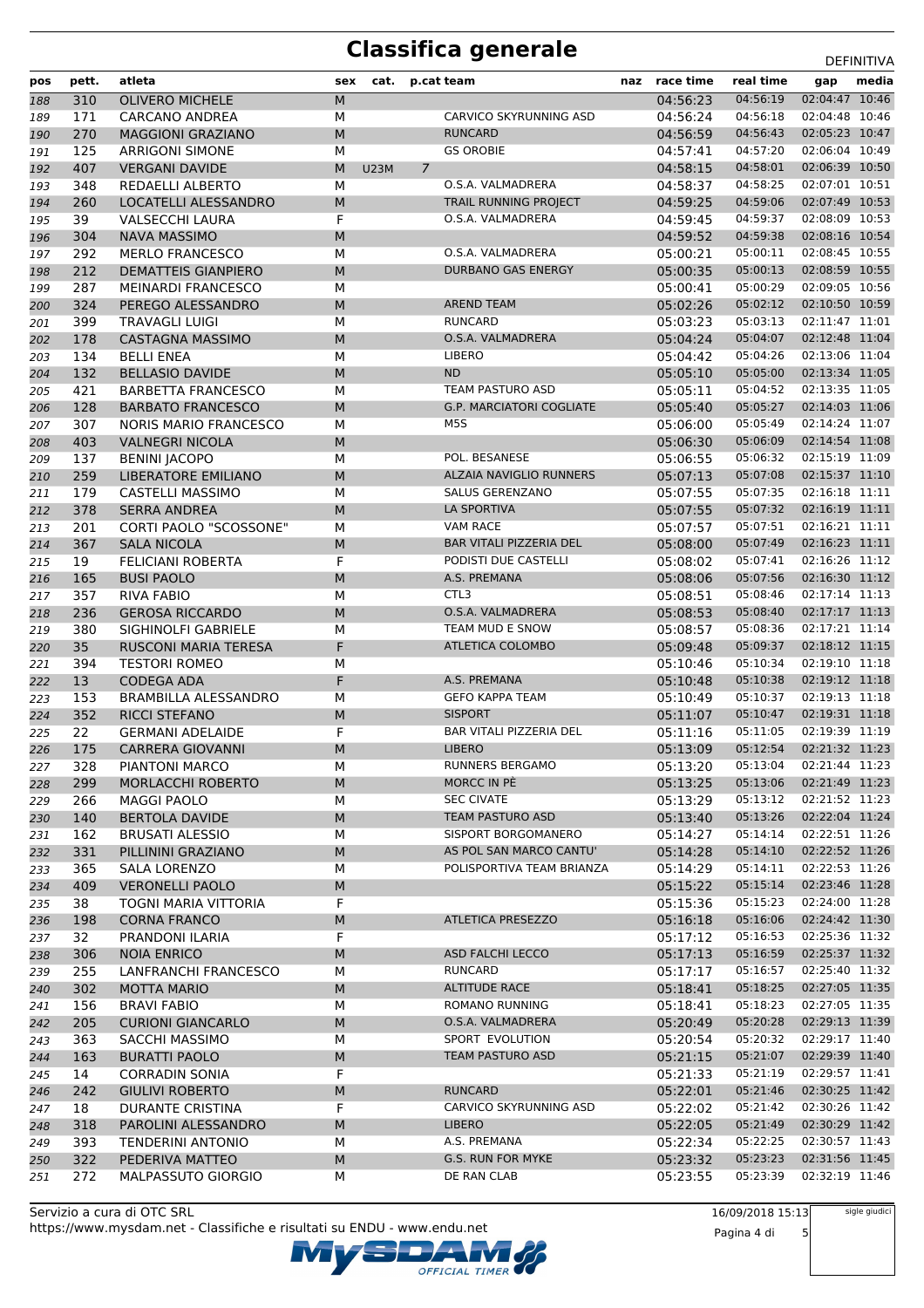# Classifica generale

DEFINITIVA

| pos | pett. | atleta | sex | cat. | p.cat | team | naz | race time | real time | gap | media |
|---|---|---|---|---|---|---|---|---|---|---|---|
| 188 | 310 | OLIVERO MICHELE | M | | | | | 04:56:23 | 04:56:19 | 02:04:47 | 10:46 |
| 189 | 171 | CARCANO ANDREA | M | | | CARVICO SKYRUNNING ASD | | 04:56:24 | 04:56:18 | 02:04:48 | 10:46 |
| 190 | 270 | MAGGIONI GRAZIANO | M | | | RUNCARD | | 04:56:59 | 04:56:43 | 02:05:23 | 10:47 |
| 191 | 125 | ARRIGONI SIMONE | M | | | GS OROBIE | | 04:57:41 | 04:57:20 | 02:06:04 | 10:49 |
| 192 | 407 | VERGANI DAVIDE | M | U23M | 7 | | | 04:58:15 | 04:58:01 | 02:06:39 | 10:50 |
| 193 | 348 | REDAELLI ALBERTO | M | | | O.S.A. VALMADRERA | | 04:58:37 | 04:58:25 | 02:07:01 | 10:51 |
| 194 | 260 | LOCATELLI ALESSANDRO | M | | | TRAIL RUNNING PROJECT | | 04:59:25 | 04:59:06 | 02:07:49 | 10:53 |
| 195 | 39 | VALSECCHI LAURA | F | | | O.S.A. VALMADRERA | | 04:59:45 | 04:59:37 | 02:08:09 | 10:53 |
| 196 | 304 | NAVA MASSIMO | M | | | | | 04:59:52 | 04:59:38 | 02:08:16 | 10:54 |
| 197 | 292 | MERLO FRANCESCO | M | | | O.S.A. VALMADRERA | | 05:00:21 | 05:00:11 | 02:08:45 | 10:55 |
| 198 | 212 | DEMATTEIS GIANPIERO | M | | | DURBANO GAS ENERGY | | 05:00:35 | 05:00:13 | 02:08:59 | 10:55 |
| 199 | 287 | MEINARDI FRANCESCO | M | | | | | 05:00:41 | 05:00:29 | 02:09:05 | 10:56 |
| 200 | 324 | PEREGO ALESSANDRO | M | | | AREND TEAM | | 05:02:26 | 05:02:12 | 02:10:50 | 10:59 |
| 201 | 399 | TRAVAGLI LUIGI | M | | | RUNCARD | | 05:03:23 | 05:03:13 | 02:11:47 | 11:01 |
| 202 | 178 | CASTAGNA MASSIMO | M | | | O.S.A. VALMADRERA | | 05:04:24 | 05:04:07 | 02:12:48 | 11:04 |
| 203 | 134 | BELLI ENEA | M | | | LIBERO | | 05:04:42 | 05:04:26 | 02:13:06 | 11:04 |
| 204 | 132 | BELLASIO DAVIDE | M | | | ND | | 05:05:10 | 05:05:00 | 02:13:34 | 11:05 |
| 205 | 421 | BARBETTA FRANCESCO | M | | | TEAM PASTURO ASD | | 05:05:11 | 05:04:52 | 02:13:35 | 11:05 |
| 206 | 128 | BARBATO FRANCESCO | M | | | G.P. MARCIATORI COGLIATE | | 05:05:40 | 05:05:27 | 02:14:03 | 11:06 |
| 207 | 307 | NORIS MARIO FRANCESCO | M | | | M5S | | 05:06:00 | 05:05:49 | 02:14:24 | 11:07 |
| 208 | 403 | VALNEGRI NICOLA | M | | | | | 05:06:30 | 05:06:09 | 02:14:54 | 11:08 |
| 209 | 137 | BENINI JACOPO | M | | | POL. BESANESE | | 05:06:55 | 05:06:32 | 02:15:19 | 11:09 |
| 210 | 259 | LIBERATORE EMILIANO | M | | | ALZAIA NAVIGLIO RUNNERS | | 05:07:13 | 05:07:08 | 02:15:37 | 11:10 |
| 211 | 179 | CASTELLI MASSIMO | M | | | SALUS GERENZANO | | 05:07:55 | 05:07:35 | 02:16:18 | 11:11 |
| 212 | 378 | SERRA ANDREA | M | | | LA SPORTIVA | | 05:07:55 | 05:07:32 | 02:16:19 | 11:11 |
| 213 | 201 | CORTI PAOLO "SCOSSONE" | M | | | VAM RACE | | 05:07:57 | 05:07:51 | 02:16:21 | 11:11 |
| 214 | 367 | SALA NICOLA | M | | | BAR VITALI PIZZERIA DEL | | 05:08:00 | 05:07:49 | 02:16:23 | 11:11 |
| 215 | 19 | FELICIANI ROBERTA | F | | | PODISTI DUE CASTELLI | | 05:08:02 | 05:07:41 | 02:16:26 | 11:12 |
| 216 | 165 | BUSI PAOLO | M | | | A.S. PREMANA | | 05:08:06 | 05:07:56 | 02:16:30 | 11:12 |
| 217 | 357 | RIVA FABIO | M | | | CTL3 | | 05:08:51 | 05:08:46 | 02:17:14 | 11:13 |
| 218 | 236 | GEROSA RICCARDO | M | | | O.S.A. VALMADRERA | | 05:08:53 | 05:08:40 | 02:17:17 | 11:13 |
| 219 | 380 | SIGHINOLFI GABRIELE | M | | | TEAM MUD E SNOW | | 05:08:57 | 05:08:36 | 02:17:21 | 11:14 |
| 220 | 35 | RUSCONI MARIA TERESA | F | | | ATLETICA COLOMBO | | 05:09:48 | 05:09:37 | 02:18:12 | 11:15 |
| 221 | 394 | TESTORI ROMEO | M | | | | | 05:10:46 | 05:10:34 | 02:19:10 | 11:18 |
| 222 | 13 | CODEGA ADA | F | | | A.S. PREMANA | | 05:10:48 | 05:10:38 | 02:19:12 | 11:18 |
| 223 | 153 | BRAMBILLA ALESSANDRO | M | | | GEFO KAPPA TEAM | | 05:10:49 | 05:10:37 | 02:19:13 | 11:18 |
| 224 | 352 | RICCI STEFANO | M | | | SISPORT | | 05:11:07 | 05:10:47 | 02:19:31 | 11:18 |
| 225 | 22 | GERMANI ADELAIDE | F | | | BAR VITALI PIZZERIA DEL | | 05:11:16 | 05:11:05 | 02:19:39 | 11:19 |
| 226 | 175 | CARRERA GIOVANNI | M | | | LIBERO | | 05:13:09 | 05:12:54 | 02:21:32 | 11:23 |
| 227 | 328 | PIANTONI MARCO | M | | | RUNNERS BERGAMO | | 05:13:20 | 05:13:04 | 02:21:44 | 11:23 |
| 228 | 299 | MORLACCHI ROBERTO | M | | | MORCC IN PÈ | | 05:13:25 | 05:13:06 | 02:21:49 | 11:23 |
| 229 | 266 | MAGGI PAOLO | M | | | SEC CIVATE | | 05:13:29 | 05:13:12 | 02:21:52 | 11:23 |
| 230 | 140 | BERTOLA DAVIDE | M | | | TEAM PASTURO ASD | | 05:13:40 | 05:13:26 | 02:22:04 | 11:24 |
| 231 | 162 | BRUSATI ALESSIO | M | | | SISPORT BORGOMANERO | | 05:14:27 | 05:14:14 | 02:22:51 | 11:26 |
| 232 | 331 | PILLININI GRAZIANO | M | | | AS POL SAN MARCO CANTU' | | 05:14:28 | 05:14:10 | 02:22:52 | 11:26 |
| 233 | 365 | SALA LORENZO | M | | | POLISPORTIVA TEAM BRIANZA | | 05:14:29 | 05:14:11 | 02:22:53 | 11:26 |
| 234 | 409 | VERONELLI PAOLO | M | | | | | 05:15:22 | 05:15:14 | 02:23:46 | 11:28 |
| 235 | 38 | TOGNI MARIA VITTORIA | F | | | | | 05:15:36 | 05:15:23 | 02:24:00 | 11:28 |
| 236 | 198 | CORNA FRANCO | M | | | ATLETICA PRESEZZO | | 05:16:18 | 05:16:06 | 02:24:42 | 11:30 |
| 237 | 32 | PRANDONI ILARIA | F | | | | | 05:17:12 | 05:16:53 | 02:25:36 | 11:32 |
| 238 | 306 | NOIA ENRICO | M | | | ASD FALCHI LECCO | | 05:17:13 | 05:16:59 | 02:25:37 | 11:32 |
| 239 | 255 | LANFRANCHI FRANCESCO | M | | | RUNCARD | | 05:17:17 | 05:16:57 | 02:25:40 | 11:32 |
| 240 | 302 | MOTTA MARIO | M | | | ALTITUDE RACE | | 05:18:41 | 05:18:25 | 02:27:05 | 11:35 |
| 241 | 156 | BRAVI FABIO | M | | | ROMANO RUNNING | | 05:18:41 | 05:18:23 | 02:27:05 | 11:35 |
| 242 | 205 | CURIONI GIANCARLO | M | | | O.S.A. VALMADRERA | | 05:20:49 | 05:20:28 | 02:29:13 | 11:39 |
| 243 | 363 | SACCHI MASSIMO | M | | | SPORT EVOLUTION | | 05:20:54 | 05:20:32 | 02:29:17 | 11:40 |
| 244 | 163 | BURATTI PAOLO | M | | | TEAM PASTURO ASD | | 05:21:15 | 05:21:07 | 02:29:39 | 11:40 |
| 245 | 14 | CORRADIN SONIA | F | | | | | 05:21:33 | 05:21:19 | 02:29:57 | 11:41 |
| 246 | 242 | GIULIVI ROBERTO | M | | | RUNCARD | | 05:22:01 | 05:21:46 | 02:30:25 | 11:42 |
| 247 | 18 | DURANTE CRISTINA | F | | | CARVICO SKYRUNNING ASD | | 05:22:02 | 05:21:42 | 02:30:26 | 11:42 |
| 248 | 318 | PAROLINI ALESSANDRO | M | | | LIBERO | | 05:22:05 | 05:21:49 | 02:30:29 | 11:42 |
| 249 | 393 | TENDERINI ANTONIO | M | | | A.S. PREMANA | | 05:22:34 | 05:22:25 | 02:30:57 | 11:43 |
| 250 | 322 | PEDERIVA MATTEO | M | | | G.S. RUN FOR MYKE | | 05:23:32 | 05:23:23 | 02:31:56 | 11:45 |
| 251 | 272 | MALPASSUTO GIORGIO | M | | | DE RAN CLAB | | 05:23:55 | 05:23:39 | 02:32:19 | 11:46 |

Servizio a cura di OTC SRL
https://www.mysdam.net - Classifiche e risultati su ENDU - www.endu.net

16/09/2018 15:13

sigle giudici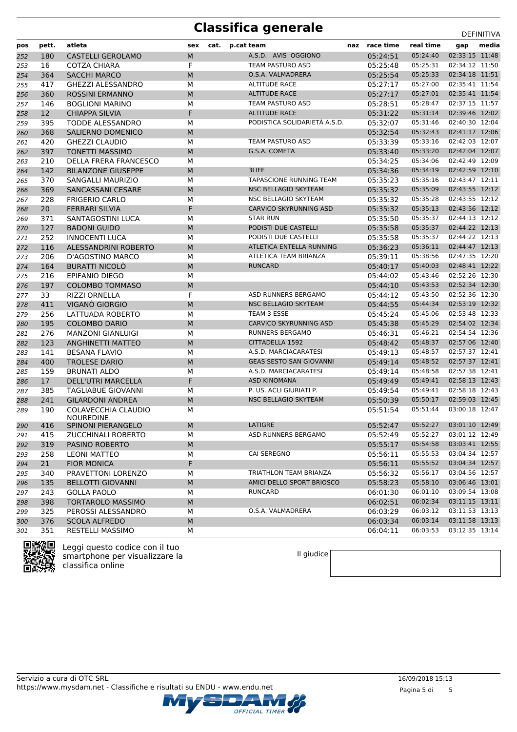# Classifica generale

DEFINITIVA

| pos | pett. | atleta | sex | cat. | p.cat | team | naz | race time | real time | gap | media |
|---|---|---|---|---|---|---|---|---|---|---|---|
| 252 | 180 | CASTELLI GEROLAMO | M | | | A.S.D. AVIS OGGIONO | | 05:24:51 | 05:24:40 | 02:33:15 | 11:48 |
| 253 | 16 | COTZA CHIARA | F | | | TEAM PASTURO ASD | | 05:25:48 | 05:25:31 | 02:34:12 | 11:50 |
| 254 | 364 | SACCHI MARCO | M | | | O.S.A. VALMADRERA | | 05:25:54 | 05:25:33 | 02:34:18 | 11:51 |
| 255 | 417 | GHEZZI ALESSANDRO | M | | | ALTITUDE RACE | | 05:27:17 | 05:27:00 | 02:35:41 | 11:54 |
| 256 | 360 | ROSSINI ERMANNO | M | | | ALTITUDE RACE | | 05:27:17 | 05:27:01 | 02:35:41 | 11:54 |
| 257 | 146 | BOGLIONI MARINO | M | | | TEAM PASTURO ASD | | 05:28:51 | 05:28:47 | 02:37:15 | 11:57 |
| 258 | 12 | CHIAPPA SILVIA | F | | | ALTITUDE RACE | | 05:31:22 | 05:31:14 | 02:39:46 | 12:02 |
| 259 | 395 | TODDE ALESSANDRO | M | | | PODISTICA SOLIDARIETÀ A.S.D. | | 05:32:07 | 05:31:46 | 02:40:30 | 12:04 |
| 260 | 368 | SALIERNO DOMENICO | M | | | | | 05:32:54 | 05:32:43 | 02:41:17 | 12:06 |
| 261 | 420 | GHEZZI CLAUDIO | M | | | TEAM PASTURO ASD | | 05:33:39 | 05:33:16 | 02:42:03 | 12:07 |
| 262 | 397 | TONETTI MASSIMO | M | | | G.S.A. COMETA | | 05:33:40 | 05:33:20 | 02:42:04 | 12:07 |
| 263 | 210 | DELLA FRERA FRANCESCO | M | | | | | 05:34:25 | 05:34:06 | 02:42:49 | 12:09 |
| 264 | 142 | BILANZONE GIUSEPPE | M | | | 3LIFE | | 05:34:36 | 05:34:19 | 02:42:59 | 12:10 |
| 265 | 370 | SANGALLI MAURIZIO | M | | | TAPASCIONE RUNNING TEAM | | 05:35:23 | 05:35:16 | 02:43:47 | 12:11 |
| 266 | 369 | SANCASSANI CESARE | M | | | NSC BELLAGIO SKYTEAM | | 05:35:32 | 05:35:09 | 02:43:55 | 12:12 |
| 267 | 228 | FRIGERIO CARLO | M | | | NSC BELLAGIO SKYTEAM | | 05:35:32 | 05:35:28 | 02:43:55 | 12:12 |
| 268 | 20 | FERRARI SILVIA | F | | | CARVICO SKYRUNNING ASD | | 05:35:32 | 05:35:13 | 02:43:56 | 12:12 |
| 269 | 371 | SANTAGOSTINI LUCA | M | | | STAR RUN | | 05:35:50 | 05:35:37 | 02:44:13 | 12:12 |
| 270 | 127 | BADONI GUIDO | M | | | PODISTI DUE CASTELLI | | 05:35:58 | 05:35:37 | 02:44:22 | 12:13 |
| 271 | 252 | INNOCENTI LUCA | M | | | PODISTI DUE CASTELLI | | 05:35:58 | 05:35:37 | 02:44:22 | 12:13 |
| 272 | 116 | ALESSANDRINI ROBERTO | M | | | ATLETICA ENTELLA RUNNING | | 05:36:23 | 05:36:11 | 02:44:47 | 12:13 |
| 273 | 206 | D'AGOSTINO MARCO | M | | | ATLETICA TEAM BRIANZA | | 05:39:11 | 05:38:56 | 02:47:35 | 12:20 |
| 274 | 164 | BURATTI NICOLÒ | M | | | RUNCARD | | 05:40:17 | 05:40:03 | 02:48:41 | 12:22 |
| 275 | 216 | EPIFANIO DIEGO | M | | | | | 05:44:02 | 05:43:46 | 02:52:26 | 12:30 |
| 276 | 197 | COLOMBO TOMMASO | M | | | | | 05:44:10 | 05:43:53 | 02:52:34 | 12:30 |
| 277 | 33 | RIZZI ORNELLA | F | | | ASD RUNNERS BERGAMO | | 05:44:12 | 05:43:50 | 02:52:36 | 12:30 |
| 278 | 411 | VIGANÒ GIORGIO | M | | | NSC BELLAGIO SKYTEAM | | 05:44:55 | 05:44:34 | 02:53:19 | 12:32 |
| 279 | 256 | LATTUADA ROBERTO | M | | | TEAM 3 ESSE | | 05:45:24 | 05:45:06 | 02:53:48 | 12:33 |
| 280 | 195 | COLOMBO DARIO | M | | | CARVICO SKYRUNNING ASD | | 05:45:38 | 05:45:29 | 02:54:02 | 12:34 |
| 281 | 276 | MANZONI GIANLUIGI | M | | | RUNNERS BERGAMO | | 05:46:31 | 05:46:21 | 02:54:54 | 12:36 |
| 282 | 123 | ANGHINETTI MATTEO | M | | | CITTADELLA 1592 | | 05:48:42 | 05:48:37 | 02:57:06 | 12:40 |
| 283 | 141 | BESANA FLAVIO | M | | | A.S.D. MARCIACARATESI | | 05:49:13 | 05:48:57 | 02:57:37 | 12:41 |
| 284 | 400 | TROLESE DARIO | M | | | GEAS SESTO SAN GIOVANNI | | 05:49:14 | 05:48:52 | 02:57:37 | 12:41 |
| 285 | 159 | BRUNATI ALDO | M | | | A.S.D. MARCIACARATESI | | 05:49:14 | 05:48:58 | 02:57:38 | 12:41 |
| 286 | 17 | DELL'UTRI MARCELLA | F | | | ASD KINOMANA | | 05:49:49 | 05:49:41 | 02:58:13 | 12:43 |
| 287 | 385 | TAGLIABUE GIOVANNI | M | | | P. US. ACLI GIURIATI P. | | 05:49:54 | 05:49:41 | 02:58:18 | 12:43 |
| 288 | 241 | GILARDONI ANDREA | M | | | NSC BELLAGIO SKYTEAM | | 05:50:39 | 05:50:17 | 02:59:03 | 12:45 |
| 289 | 190 | COLAVECCHIA CLAUDIO NOUREDINE | M | | | | | 05:51:54 | 05:51:44 | 03:00:18 | 12:47 |
| 290 | 416 | SPINONI PIERANGELO | M | | | LATIGRE | | 05:52:47 | 05:52:27 | 03:01:10 | 12:49 |
| 291 | 415 | ZUCCHINALI ROBERTO | M | | | ASD RUNNERS BERGAMO | | 05:52:49 | 05:52:27 | 03:01:12 | 12:49 |
| 292 | 319 | PASINO ROBERTO | M | | | | | 05:55:17 | 05:54:58 | 03:03:41 | 12:55 |
| 293 | 258 | LEONI MATTEO | M | | | CAI SEREGNO | | 05:56:11 | 05:55:53 | 03:04:34 | 12:57 |
| 294 | 21 | FIOR MONICA | F | | | | | 05:56:11 | 05:55:52 | 03:04:34 | 12:57 |
| 295 | 340 | PRAVETTONI LORENZO | M | | | TRIATHLON TEAM BRIANZA | | 05:56:32 | 05:56:17 | 03:04:56 | 12:57 |
| 296 | 135 | BELLOTTI GIOVANNI | M | | | AMICI DELLO SPORT BRIOSCO | | 05:58:23 | 05:58:10 | 03:06:46 | 13:01 |
| 297 | 243 | GOLLA PAOLO | M | | | RUNCARD | | 06:01:30 | 06:01:10 | 03:09:54 | 13:08 |
| 298 | 398 | TORTAROLO MASSIMO | M | | | | | 06:02:51 | 06:02:34 | 03:11:15 | 13:11 |
| 299 | 325 | PEROSSI ALESSANDRO | M | | | O.S.A. VALMADRERA | | 06:03:29 | 06:03:12 | 03:11:53 | 13:13 |
| 300 | 376 | SCOLA ALFREDO | M | | | | | 06:03:34 | 06:03:14 | 03:11:58 | 13:13 |
| 301 | 351 | RESTELLI MASSIMO | M | | | | | 06:04:11 | 06:03:53 | 03:12:35 | 13:14 |

Leggi questo codice con il tuo smartphone per visualizzare la classifica online

Il giudice

Servizio a cura di OTC SRL
https://www.mysdam.net - Classifiche e risultati su ENDU - www.endu.net

16/09/2018 15:13